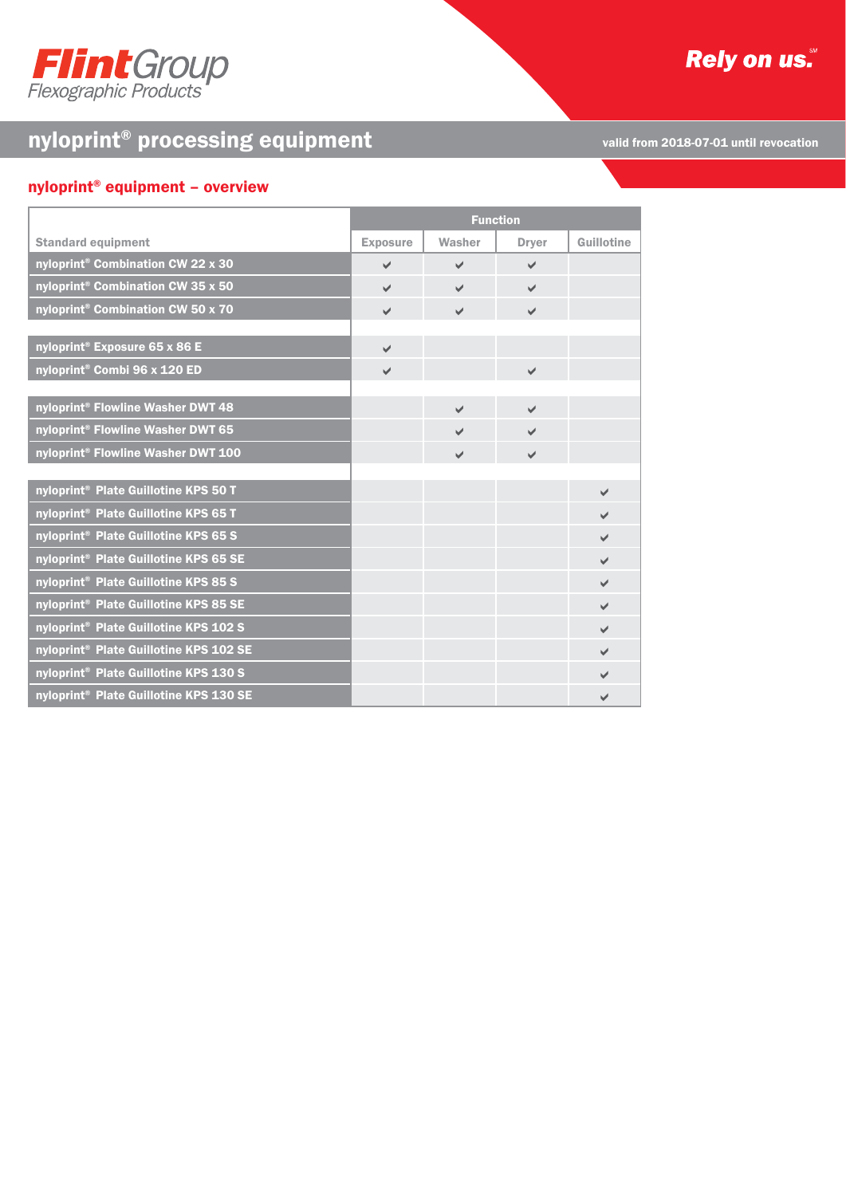FlintGroup
Flexographic Products

Rely on us.℠

# nyloprint® processing equipment

valid from 2018-07-01 until revocation

## nyloprint® equipment – overview

| Standard equipment | Function | | | |
|---|---|---|---|---|
| | Exposure | Washer | Dryer | Guillotine |
| nyloprint® Combination CW 22 x 30 | ✔ | ✔ | ✔ | |
| nyloprint® Combination CW 35 x 50 | ✔ | ✔ | ✔ | |
| nyloprint® Combination CW 50 x 70 | ✔ | ✔ | ✔ | |
| | | | | |
| nyloprint® Exposure 65 x 86 E | ✔ | | | |
| nyloprint® Combi 96 x 120 ED | ✔ | | ✔ | |
| | | | | |
| nyloprint® Flowline Washer DWT 48 | | ✔ | ✔ | |
| nyloprint® Flowline Washer DWT 65 | | ✔ | ✔ | |
| nyloprint® Flowline Washer DWT 100 | | ✔ | ✔ | |
| | | | | |
| nyloprint® Plate Guillotine KPS 50 T | | | | ✔ |
| nyloprint® Plate Guillotine KPS 65 T | | | | ✔ |
| nyloprint® Plate Guillotine KPS 65 S | | | | ✔ |
| nyloprint® Plate Guillotine KPS 65 SE | | | | ✔ |
| nyloprint® Plate Guillotine KPS 85 S | | | | ✔ |
| nyloprint® Plate Guillotine KPS 85 SE | | | | ✔ |
| nyloprint® Plate Guillotine KPS 102 S | | | | ✔ |
| nyloprint® Plate Guillotine KPS 102 SE | | | | ✔ |
| nyloprint® Plate Guillotine KPS 130 S | | | | ✔ |
| nyloprint® Plate Guillotine KPS 130 SE | | | | ✔ |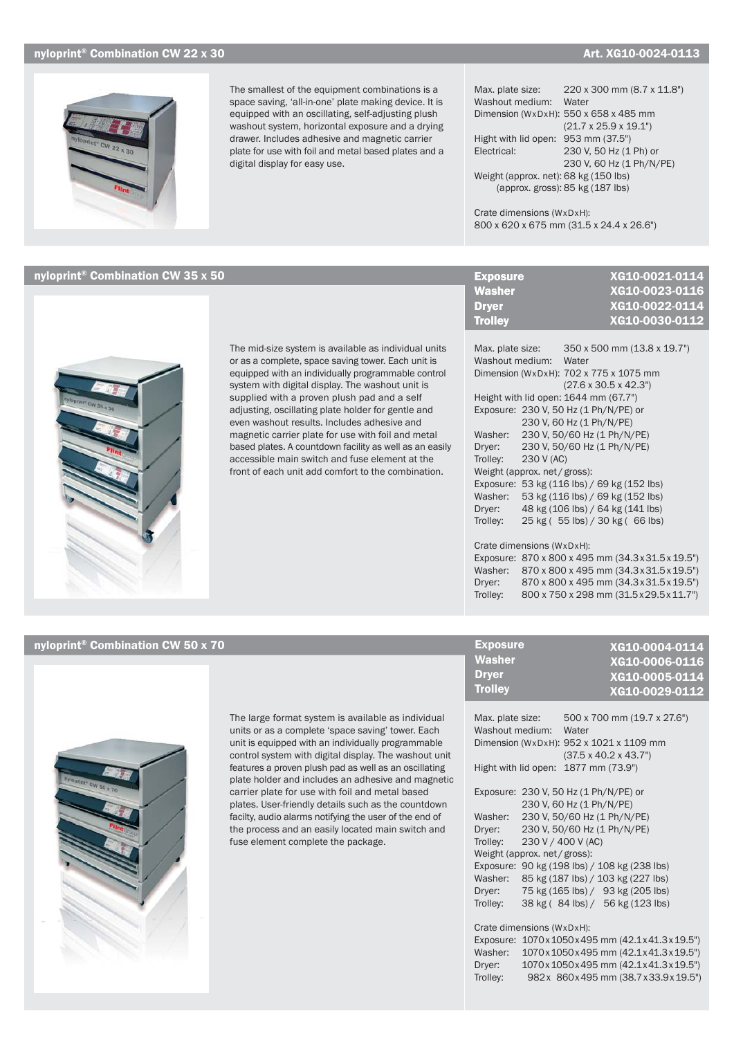## nyloprint® Combination CW 22 x 30

**Art. XG10-0024-0113**

The smallest of the equipment combinations is a space saving, 'all-in-one' plate making device. It is equipped with an oscillating, self-adjusting plush washout system, horizontal exposure and a drying drawer. Includes adhesive and magnetic carrier plate for use with foil and metal based plates and a digital display for easy use.

Max. plate size: 220 x 300 mm (8.7 x 11.8")
Washout medium: Water
Dimension (WxDxH): 550 x 658 x 485 mm (21.7 x 25.9 x 19.1")
Hight with lid open: 953 mm (37.5")
Electrical: 230 V, 50 Hz (1 Ph) or 230 V, 60 Hz (1 Ph/N/PE)
Weight (approx. net): 68 kg (150 lbs)
(approx. gross): 85 kg (187 lbs)

Crate dimensions (WxDxH):
800 x 620 x 675 mm (31.5 x 24.4 x 26.6")

## nyloprint® Combination CW 35 x 50

| | |
|---|---|
| **Exposure** | **XG10-0021-0114** |
| **Washer** | **XG10-0023-0116** |
| **Dryer** | **XG10-0022-0114** |
| **Trolley** | **XG10-0030-0112** |

The mid-size system is available as individual units or as a complete, space saving tower. Each unit is equipped with an individually programmable control system with digital display. The washout unit is supplied with a proven plush pad and a self adjusting, oscillating plate holder for gentle and even washout results. Includes adhesive and magnetic carrier plate for use with foil and metal based plates. A countdown facility as well as an easily accessible main switch and fuse element at the front of each unit add comfort to the combination.

Max. plate size: 350 x 500 mm (13.8 x 19.7")
Washout medium: Water
Dimension (WxDxH): 702 x 775 x 1075 mm (27.6 x 30.5 x 42.3")
Height with lid open: 1644 mm (67.7")
Exposure: 230 V, 50 Hz (1 Ph/N/PE) or 230 V, 60 Hz (1 Ph/N/PE)
Washer: 230 V, 50/60 Hz (1 Ph/N/PE)
Dryer: 230 V, 50/60 Hz (1 Ph/N/PE)
Trolley: 230 V (AC)

Weight (approx. net / gross):
Exposure: 53 kg (116 lbs) / 69 kg (152 lbs)
Washer: 53 kg (116 lbs) / 69 kg (152 lbs)
Dryer: 48 kg (106 lbs) / 64 kg (141 lbs)
Trolley: 25 kg ( 55 lbs) / 30 kg ( 66 lbs)

Crate dimensions (WxDxH):
Exposure: 870 x 800 x 495 mm (34.3x31.5x19.5")
Washer: 870 x 800 x 495 mm (34.3x31.5x19.5")
Dryer: 870 x 800 x 495 mm (34.3x31.5x19.5")
Trolley: 800 x 750 x 298 mm (31.5x29.5x11.7")

## nyloprint® Combination CW 50 x 70

| | |
|---|---|
| **Exposure** | **XG10-0004-0114** |
| **Washer** | **XG10-0006-0116** |
| **Dryer** | **XG10-0005-0114** |
| **Trolley** | **XG10-0029-0112** |

The large format system is available as individual units or as a complete 'space saving' tower. Each unit is equipped with an individually programmable control system with digital display. The washout unit features a proven plush pad as well as an oscillating plate holder and includes an adhesive and magnetic carrier plate for use with foil and metal based plates. User-friendly details such as the countdown facilty, audio alarms notifying the user of the end of the process and an easily located main switch and fuse element complete the package.

Max. plate size: 500 x 700 mm (19.7 x 27.6")
Washout medium: Water
Dimension (WxDxH): 952 x 1021 x 1109 mm (37.5 x 40.2 x 43.7")
Hight with lid open: 1877 mm (73.9")

Exposure: 230 V, 50 Hz (1 Ph/N/PE) or 230 V, 60 Hz (1 Ph/N/PE)
Washer: 230 V, 50/60 Hz (1 Ph/N/PE)
Dryer: 230 V, 50/60 Hz (1 Ph/N/PE)
Trolley: 230 V / 400 V (AC)

Weight (approx. net / gross):
Exposure: 90 kg (198 lbs) / 108 kg (238 lbs)
Washer: 85 kg (187 lbs) / 103 kg (227 lbs)
Dryer: 75 kg (165 lbs) / 93 kg (205 lbs)
Trolley: 38 kg ( 84 lbs) / 56 kg (123 lbs)

Crate dimensions (WxDxH):
Exposure: 1070x1050x495 mm (42.1x41.3x19.5")
Washer: 1070x1050x495 mm (42.1x41.3x19.5")
Dryer: 1070x1050x495 mm (42.1x41.3x19.5")
Trolley: 982x 860x495 mm (38.7x33.9x19.5")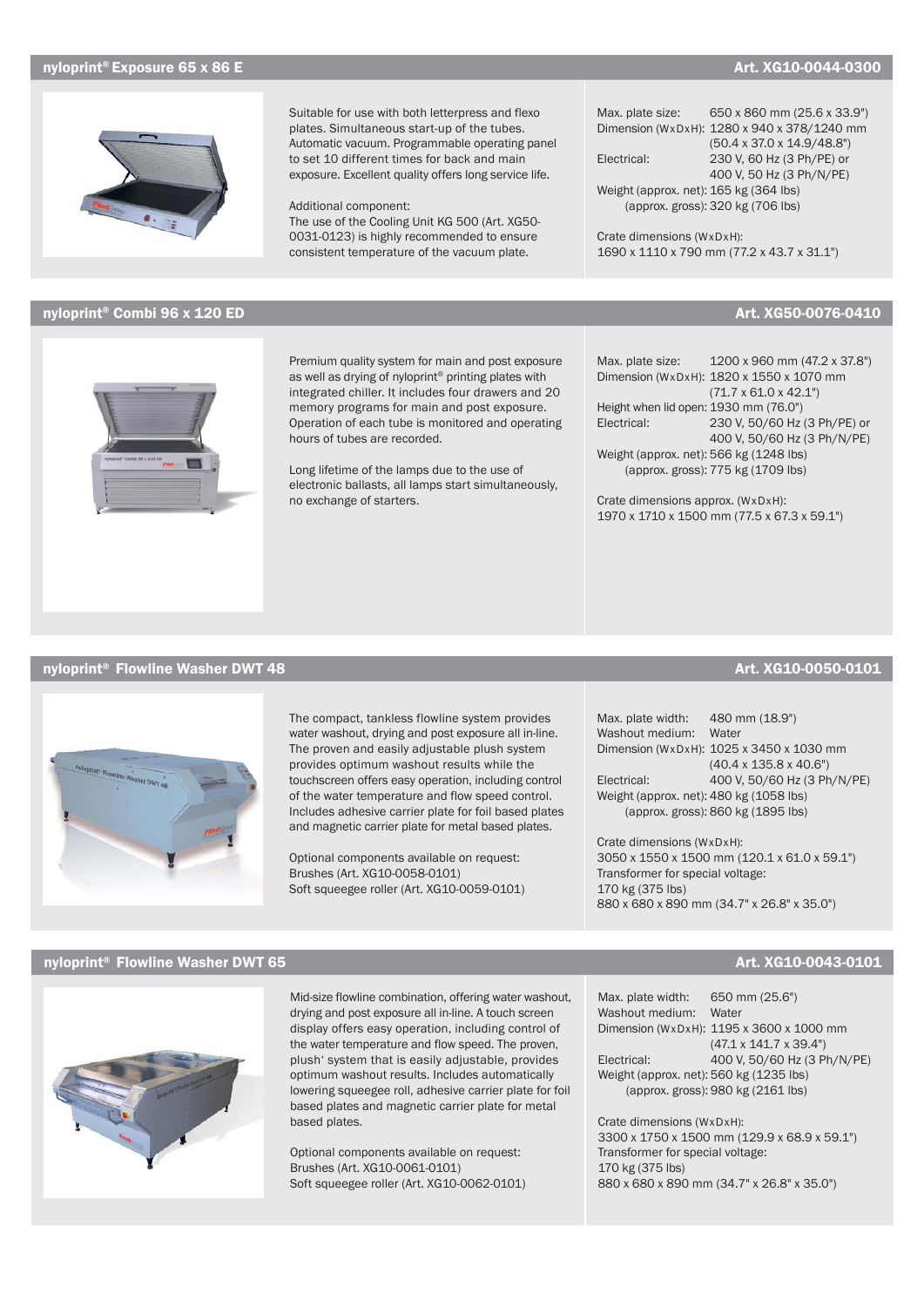## nyloprint® Exposure 65 x 86 E

**Art. XG10-0044-0300**

Suitable for use with both letterpress and flexo plates. Simultaneous start-up of the tubes. Automatic vacuum. Programmable operating panel to set 10 different times for back and main exposure. Excellent quality offers long service life.

Additional component:
The use of the Cooling Unit KG 500 (Art. XG50-0031-0123) is highly recommended to ensure consistent temperature of the vacuum plate.

Max. plate size: 650 x 860 mm (25.6 x 33.9")
Dimension (WxDxH): 1280 x 940 x 378/1240 mm (50.4 x 37.0 x 14.9/48.8")
Electrical: 230 V, 60 Hz (3 Ph/PE) or 400 V, 50 Hz (3 Ph/N/PE)
Weight (approx. net): 165 kg (364 lbs)
(approx. gross): 320 kg (706 lbs)

Crate dimensions (WxDxH):
1690 x 1110 x 790 mm (77.2 x 43.7 x 31.1")

## nyloprint® Combi 96 x 120 ED

**Art. XG50-0076-0410**

Premium quality system for main and post exposure as well as drying of nyloprint® printing plates with integrated chiller. It includes four drawers and 20 memory programs for main and post exposure. Operation of each tube is monitored and operating hours of tubes are recorded.

Long lifetime of the lamps due to the use of electronic ballasts, all lamps start simultaneously, no exchange of starters.

Max. plate size: 1200 x 960 mm (47.2 x 37.8")
Dimension (WxDxH): 1820 x 1550 x 1070 mm (71.7 x 61.0 x 42.1")
Height when lid open: 1930 mm (76.0")
Electrical: 230 V, 50/60 Hz (3 Ph/PE) or 400 V, 50/60 Hz (3 Ph/N/PE)
Weight (approx. net): 566 kg (1248 lbs)
(approx. gross): 775 kg (1709 lbs)

Crate dimensions approx. (WxDxH):
1970 x 1710 x 1500 mm (77.5 x 67.3 x 59.1")

## nyloprint® Flowline Washer DWT 48

**Art. XG10-0050-0101**

The compact, tankless flowline system provides water washout, drying and post exposure all in-line. The proven and easily adjustable plush system provides optimum washout results while the touchscreen offers easy operation, including control of the water temperature and flow speed control. Includes adhesive carrier plate for foil based plates and magnetic carrier plate for metal based plates.

Optional components available on request:
Brushes (Art. XG10-0058-0101)
Soft squeegee roller (Art. XG10-0059-0101)

Max. plate width: 480 mm (18.9")
Washout medium: Water
Dimension (WxDxH): 1025 x 3450 x 1030 mm (40.4 x 135.8 x 40.6")
Electrical: 400 V, 50/60 Hz (3 Ph/N/PE)
Weight (approx. net): 480 kg (1058 lbs)
(approx. gross): 860 kg (1895 lbs)

Crate dimensions (WxDxH):
3050 x 1550 x 1500 mm (120.1 x 61.0 x 59.1")
Transformer for special voltage:
170 kg (375 lbs)
880 x 680 x 890 mm (34.7" x 26.8" x 35.0")

## nyloprint® Flowline Washer DWT 65

**Art. XG10-0043-0101**

Mid-size flowline combination, offering water washout, drying and post exposure all in-line. A touch screen display offers easy operation, including control of the water temperature and flow speed. The proven, plush' system that is easily adjustable, provides optimum washout results. Includes automatically lowering squeegee roll, adhesive carrier plate for foil based plates and magnetic carrier plate for metal based plates.

Optional components available on request:
Brushes (Art. XG10-0061-0101)
Soft squeegee roller (Art. XG10-0062-0101)

Max. plate width: 650 mm (25.6")
Washout medium: Water
Dimension (WxDxH): 1195 x 3600 x 1000 mm (47.1 x 141.7 x 39.4")
Electrical: 400 V, 50/60 Hz (3 Ph/N/PE)
Weight (approx. net): 560 kg (1235 lbs)
(approx. gross): 980 kg (2161 lbs)

Crate dimensions (WxDxH):
3300 x 1750 x 1500 mm (129.9 x 68.9 x 59.1")
Transformer for special voltage:
170 kg (375 lbs)
880 x 680 x 890 mm (34.7" x 26.8" x 35.0")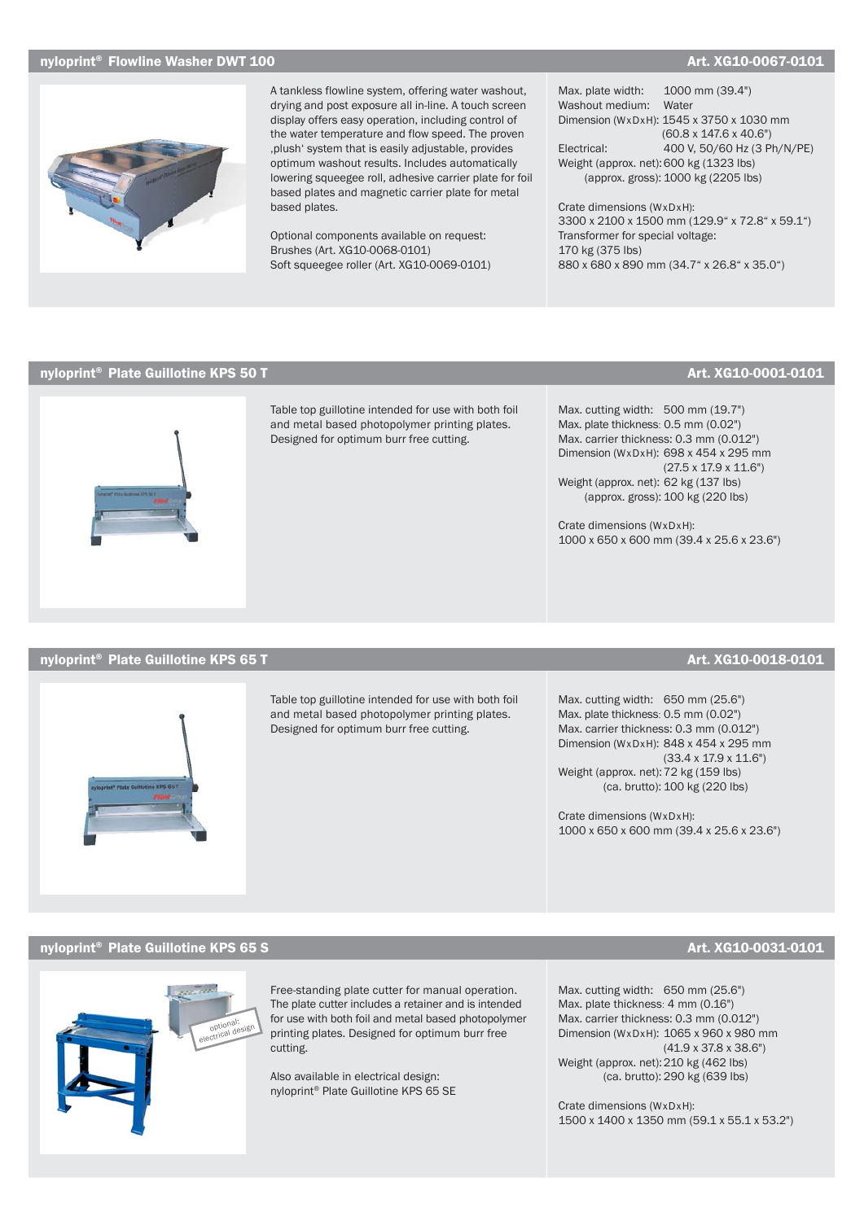## nyloprint® Flowline Washer DWT 100

**Art. XG10-0067-0101**

A tankless flowline system, offering water washout, drying and post exposure all in-line. A touch screen display offers easy operation, including control of the water temperature and flow speed. The proven ‚plush' system that is easily adjustable, provides optimum washout results. Includes automatically lowering squeegee roll, adhesive carrier plate for foil based plates and magnetic carrier plate for metal based plates.

Optional components available on request:
Brushes (Art. XG10-0068-0101)
Soft squeegee roller (Art. XG10-0069-0101)

Max. plate width: 1000 mm (39.4")
Washout medium: Water
Dimension (WxDxH): 1545 x 3750 x 1030 mm (60.8 x 147.6 x 40.6")
Electrical: 400 V, 50/60 Hz (3 Ph/N/PE)
Weight (approx. net): 600 kg (1323 lbs)
(approx. gross): 1000 kg (2205 lbs)

Crate dimensions (WxDxH):
3300 x 2100 x 1500 mm (129.9" x 72.8" x 59.1")
Transformer for special voltage:
170 kg (375 lbs)
880 x 680 x 890 mm (34.7" x 26.8" x 35.0")

## nyloprint® Plate Guillotine KPS 50 T

**Art. XG10-0001-0101**

Table top guillotine intended for use with both foil and metal based photopolymer printing plates. Designed for optimum burr free cutting.

Max. cutting width: 500 mm (19.7")
Max. plate thickness: 0.5 mm (0.02")
Max. carrier thickness: 0.3 mm (0.012")
Dimension (WxDxH): 698 x 454 x 295 mm (27.5 x 17.9 x 11.6")
Weight (approx. net): 62 kg (137 lbs)
(approx. gross): 100 kg (220 lbs)

Crate dimensions (WxDxH):
1000 x 650 x 600 mm (39.4 x 25.6 x 23.6")

## nyloprint® Plate Guillotine KPS 65 T

**Art. XG10-0018-0101**

Table top guillotine intended for use with both foil and metal based photopolymer printing plates. Designed for optimum burr free cutting.

Max. cutting width: 650 mm (25.6")
Max. plate thickness: 0.5 mm (0.02")
Max. carrier thickness: 0.3 mm (0.012")
Dimension (WxDxH): 848 x 454 x 295 mm (33.4 x 17.9 x 11.6")
Weight (approx. net): 72 kg (159 lbs)
(ca. brutto): 100 kg (220 lbs)

Crate dimensions (WxDxH):
1000 x 650 x 600 mm (39.4 x 25.6 x 23.6")

## nyloprint® Plate Guillotine KPS 65 S

**Art. XG10-0031-0101**

optional: electrical design

Free-standing plate cutter for manual operation. The plate cutter includes a retainer and is intended for use with both foil and metal based photopolymer printing plates. Designed for optimum burr free cutting.

Also available in electrical design:
nyloprint® Plate Guillotine KPS 65 SE

Max. cutting width: 650 mm (25.6")
Max. plate thickness: 4 mm (0.16")
Max. carrier thickness: 0.3 mm (0.012")
Dimension (WxDxH): 1065 x 960 x 980 mm (41.9 x 37.8 x 38.6")
Weight (approx. net): 210 kg (462 lbs)
(ca. brutto): 290 kg (639 lbs)

Crate dimensions (WxDxH):
1500 x 1400 x 1350 mm (59.1 x 55.1 x 53.2")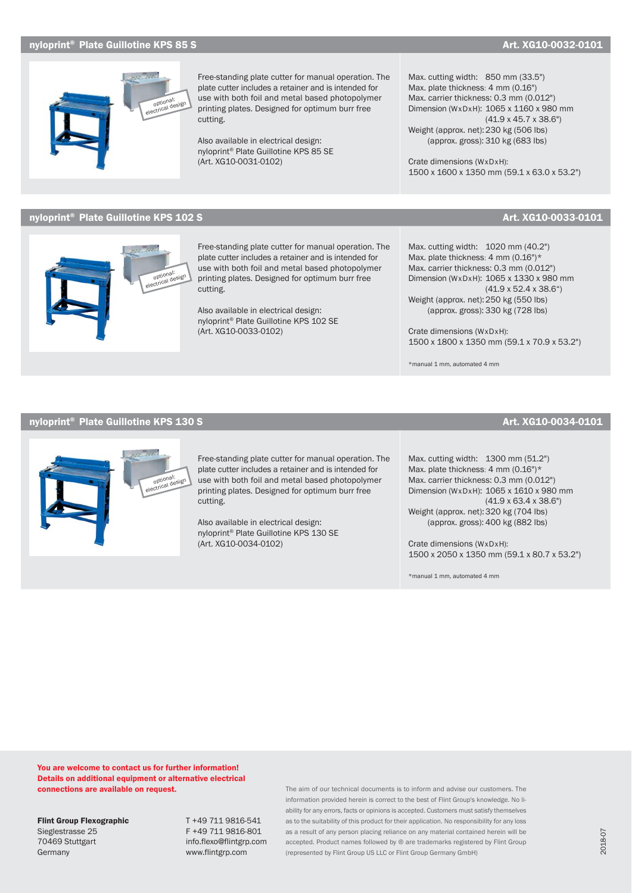## nyloprint® Plate Guillotine KPS 85 S

**Art. XG10-0032-0101**

optional: electrical design

Free-standing plate cutter for manual operation. The plate cutter includes a retainer and is intended for use with both foil and metal based photopolymer printing plates. Designed for optimum burr free cutting.

Also available in electrical design:
nyloprint® Plate Guillotine KPS 85 SE
(Art. XG10-0031-0102)

Max. cutting width: 850 mm (33.5")
Max. plate thickness: 4 mm (0.16")
Max. carrier thickness: 0.3 mm (0.012")
Dimension (WxDxH): 1065 x 1160 x 980 mm
(41.9 x 45.7 x 38.6")
Weight (approx. net): 230 kg (506 lbs)
(approx. gross): 310 kg (683 lbs)

Crate dimensions (WxDxH):
1500 x 1600 x 1350 mm (59.1 x 63.0 x 53.2")

## nyloprint® Plate Guillotine KPS 102 S

**Art. XG10-0033-0101**

optional: electrical design

Free-standing plate cutter for manual operation. The plate cutter includes a retainer and is intended for use with both foil and metal based photopolymer printing plates. Designed for optimum burr free cutting.

Also available in electrical design:
nyloprint® Plate Guillotine KPS 102 SE
(Art. XG10-0033-0102)

Max. cutting width: 1020 mm (40.2")
Max. plate thickness: 4 mm (0.16")*
Max. carrier thickness: 0.3 mm (0.012")
Dimension (WxDxH): 1065 x 1330 x 980 mm
(41.9 x 52.4 x 38.6")
Weight (approx. net): 250 kg (550 lbs)
(approx. gross): 330 kg (728 lbs)

Crate dimensions (WxDxH):
1500 x 1800 x 1350 mm (59.1 x 70.9 x 53.2")

*manual 1 mm, automated 4 mm

## nyloprint® Plate Guillotine KPS 130 S

**Art. XG10-0034-0101**

optional: electrical design

Free-standing plate cutter for manual operation. The plate cutter includes a retainer and is intended for use with both foil and metal based photopolymer printing plates. Designed for optimum burr free cutting.

Also available in electrical design:
nyloprint® Plate Guillotine KPS 130 SE
(Art. XG10-0034-0102)

Max. cutting width: 1300 mm (51.2")
Max. plate thickness: 4 mm (0.16")*
Max. carrier thickness: 0.3 mm (0.012")
Dimension (WxDxH): 1065 x 1610 x 980 mm
(41.9 x 63.4 x 38.6")
Weight (approx. net): 320 kg (704 lbs)
(approx. gross): 400 kg (882 lbs)

Crate dimensions (WxDxH):
1500 x 2050 x 1350 mm (59.1 x 80.7 x 53.2")

*manual 1 mm, automated 4 mm

**You are welcome to contact us for further information! Details on additional equipment or alternative electrical connections are available on request.**

**Flint Group Flexographic**
Sieglestrasse 25
70469 Stuttgart
Germany

T +49 711 9816-541
F +49 711 9816-801
info.flexo@flintgrp.com
www.flintgrp.com

The aim of our technical documents is to inform and advise our customers. The information provided herein is correct to the best of Flint Group's knowledge. No liability for any errors, facts or opinions is accepted. Customers must satisfy themselves as to the suitability of this product for their application. No responsibility for any loss as a result of any person placing reliance on any material contained herein will be accepted. Product names followed by ® are trademarks registered by Flint Group (represented by Flint Group US LLC or Flint Group Germany GmbH)

2018-07